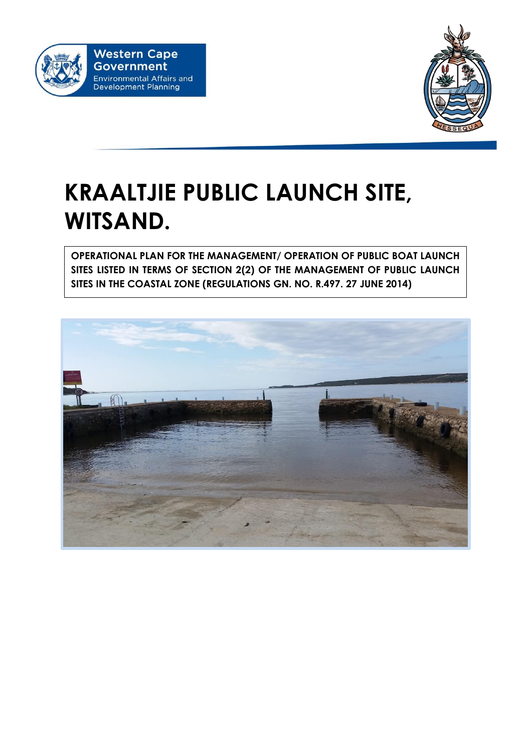Western Cape Government
Environmental Affairs and Development Planning

# KRAALTJIE PUBLIC LAUNCH SITE, WITSAND.

**OPERATIONAL PLAN FOR THE MANAGEMENT/ OPERATION OF PUBLIC BOAT LAUNCH SITES LISTED IN TERMS OF SECTION 2(2) OF THE MANAGEMENT OF PUBLIC LAUNCH SITES IN THE COASTAL ZONE (REGULATIONS GN. NO. R.497. 27 JUNE 2014)**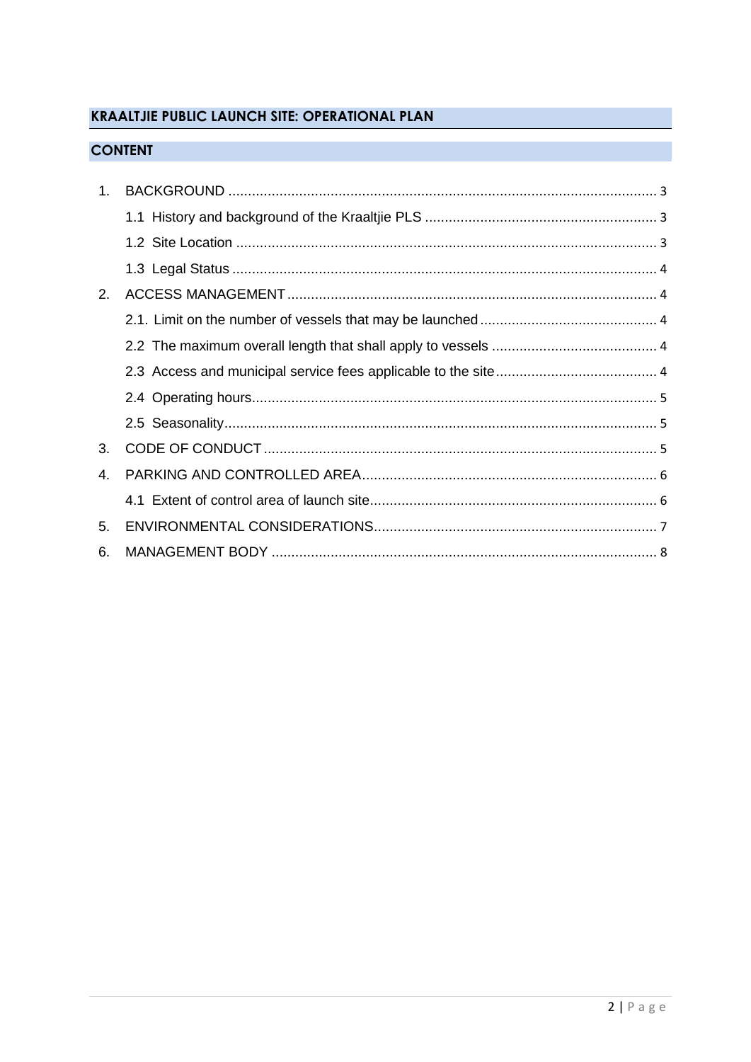## KRAALTJIE PUBLIC LAUNCH SITE: OPERATIONAL PLAN

## CONTENT

1. BACKGROUND ........ 3
   - 1.1 History and background of the Kraaltjie PLS ........ 3
   - 1.2 Site Location ........ 3
   - 1.3 Legal Status ........ 4
2. ACCESS MANAGEMENT ........ 4
   - 2.1. Limit on the number of vessels that may be launched ........ 4
   - 2.2 The maximum overall length that shall apply to vessels ........ 4
   - 2.3 Access and municipal service fees applicable to the site ........ 4
   - 2.4 Operating hours ........ 5
   - 2.5 Seasonality ........ 5
3. CODE OF CONDUCT ........ 5
4. PARKING AND CONTROLLED AREA ........ 6
   - 4.1 Extent of control area of launch site ........ 6
5. ENVIRONMENTAL CONSIDERATIONS ........ 7
6. MANAGEMENT BODY ........ 8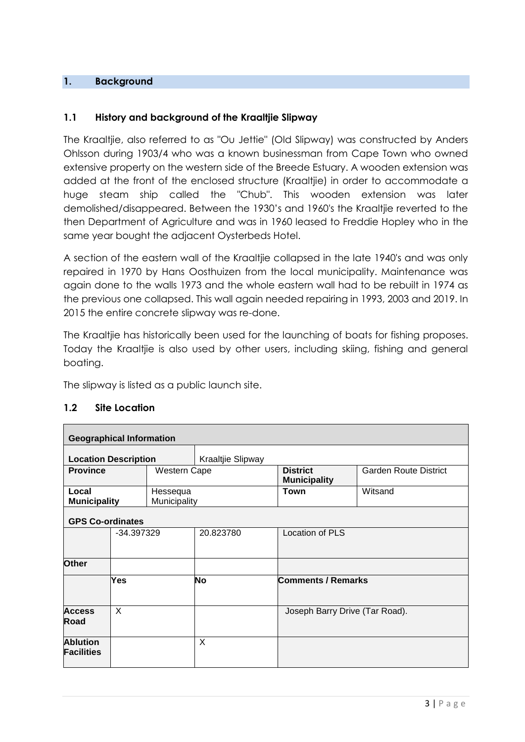## 1. Background

### 1.1 History and background of the Kraaltjie Slipway

The Kraaltjie, also referred to as "Ou Jettie" (Old Slipway) was constructed by Anders Ohlsson during 1903/4 who was a known businessman from Cape Town who owned extensive property on the western side of the Breede Estuary. A wooden extension was added at the front of the enclosed structure (Kraaltjie) in order to accommodate a huge steam ship called the "Chub". This wooden extension was later demolished/disappeared. Between the 1930's and 1960's the Kraaltjie reverted to the then Department of Agriculture and was in 1960 leased to Freddie Hopley who in the same year bought the adjacent Oysterbeds Hotel.

A section of the eastern wall of the Kraaltjie collapsed in the late 1940's and was only repaired in 1970 by Hans Oosthuizen from the local municipality. Maintenance was again done to the walls 1973 and the whole eastern wall had to be rebuilt in 1974 as the previous one collapsed. This wall again needed repairing in 1993, 2003 and 2019. In 2015 the entire concrete slipway was re-done.

The Kraaltjie has historically been used for the launching of boats for fishing proposes. Today the Kraaltjie is also used by other users, including skiing, fishing and general boating.

The slipway is listed as a public launch site.

### 1.2 Site Location

| **Geographical Information** | | | | |
|---|---|---|---|---|
| **Location Description** | | Kraaltjie Slipway | | |
| **Province** | Western Cape | | **District Municipality** | Garden Route District |
| **Local Municipality** | Hessequa Municipality | | **Town** | Witsand |
| **GPS Co-ordinates** | | | | |
| | -34.397329 | 20.823780 | Location of PLS | |
| **Other** | | | | |
| | **Yes** | **No** | **Comments / Remarks** | |
| **Access Road** | X | | Joseph Barry Drive (Tar Road). | |
| **Ablution Facilities** | | X | | |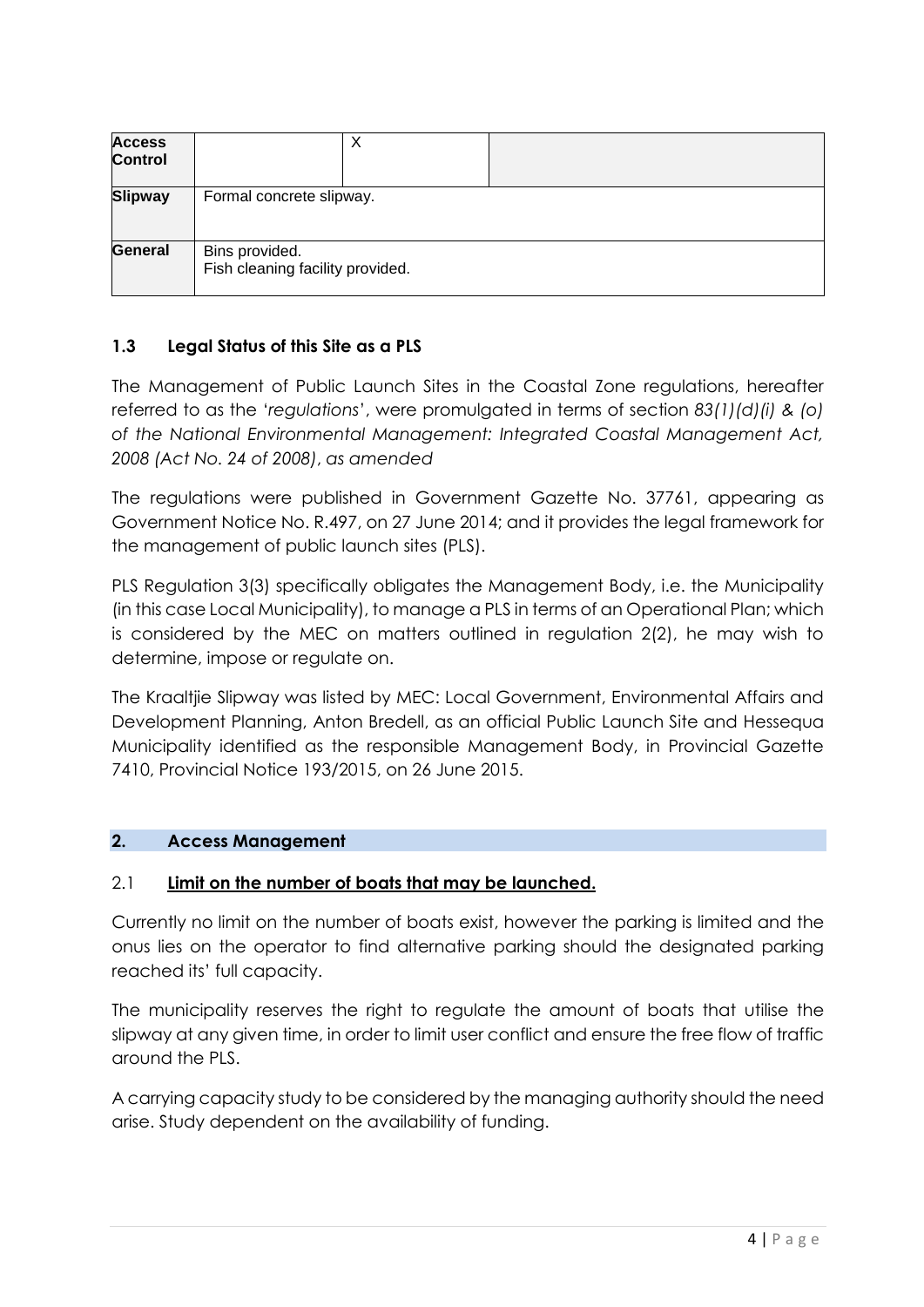| | | | |
|---|---|---|---|
| **Access Control** | | X | |
| **Slipway** | Formal concrete slipway. | | |
| **General** | Bins provided.<br>Fish cleaning facility provided. | | |

### 1.3 Legal Status of this Site as a PLS

The Management of Public Launch Sites in the Coastal Zone regulations, hereafter referred to as the '*regulations*', were promulgated in terms of section *83(1)(d)(i) & (o) of the National Environmental Management: Integrated Coastal Management Act, 2008 (Act No. 24 of 2008)*, *as amended*

The regulations were published in Government Gazette No. 37761, appearing as Government Notice No. R.497, on 27 June 2014; and it provides the legal framework for the management of public launch sites (PLS).

PLS Regulation 3(3) specifically obligates the Management Body, i.e. the Municipality (in this case Local Municipality), to manage a PLS in terms of an Operational Plan; which is considered by the MEC on matters outlined in regulation 2(2), he may wish to determine, impose or regulate on.

The Kraaltjie Slipway was listed by MEC: Local Government, Environmental Affairs and Development Planning, Anton Bredell, as an official Public Launch Site and Hessequa Municipality identified as the responsible Management Body, in Provincial Gazette 7410, Provincial Notice 193/2015, on 26 June 2015.

## 2. Access Management

### 2.1 <u>Limit on the number of boats that may be launched.</u>

Currently no limit on the number of boats exist, however the parking is limited and the onus lies on the operator to find alternative parking should the designated parking reached its' full capacity.

The municipality reserves the right to regulate the amount of boats that utilise the slipway at any given time, in order to limit user conflict and ensure the free flow of traffic around the PLS.

A carrying capacity study to be considered by the managing authority should the need arise. Study dependent on the availability of funding.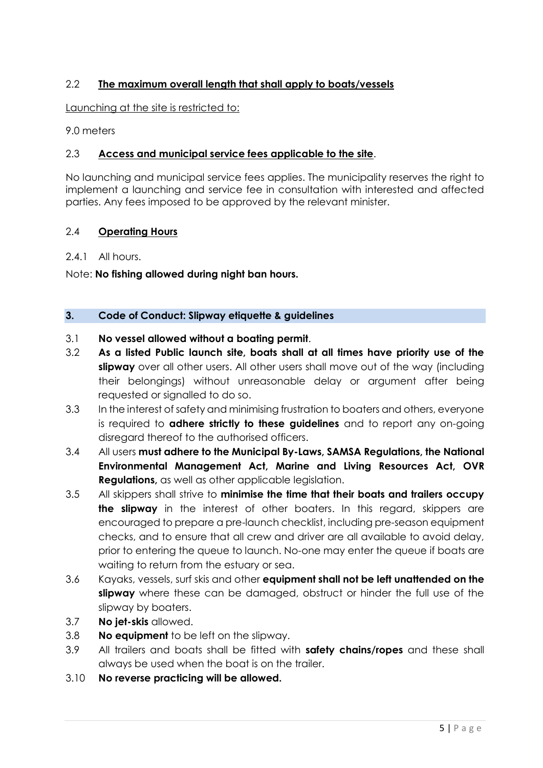## 2.2 <u>**The maximum overall length that shall apply to boats/vessels**</u>

<u>Launching at the site is restricted to:</u>

9.0 meters

## 2.3 <u>**Access and municipal service fees applicable to the site**</u>.

No launching and municipal service fees applies. The municipality reserves the right to implement a launching and service fee in consultation with interested and affected parties. Any fees imposed to be approved by the relevant minister.

## 2.4 <u>**Operating Hours**</u>

2.4.1 All hours.

Note: **No fishing allowed during night ban hours.**

## 3. Code of Conduct: Slipway etiquette & guidelines

3.1 **No vessel allowed without a boating permit**.

3.2 **As a listed Public launch site, boats shall at all times have priority use of the slipway** over all other users. All other users shall move out of the way (including their belongings) without unreasonable delay or argument after being requested or signalled to do so.

3.3 In the interest of safety and minimising frustration to boaters and others, everyone is required to **adhere strictly to these guidelines** and to report any on-going disregard thereof to the authorised officers.

3.4 All users **must adhere to the Municipal By-Laws, SAMSA Regulations, the National Environmental Management Act, Marine and Living Resources Act, OVR Regulations,** as well as other applicable legislation.

3.5 All skippers shall strive to **minimise the time that their boats and trailers occupy the slipway** in the interest of other boaters. In this regard, skippers are encouraged to prepare a pre-launch checklist, including pre-season equipment checks, and to ensure that all crew and driver are all available to avoid delay, prior to entering the queue to launch. No-one may enter the queue if boats are waiting to return from the estuary or sea.

3.6 Kayaks, vessels, surf skis and other **equipment shall not be left unattended on the slipway** where these can be damaged, obstruct or hinder the full use of the slipway by boaters.

3.7 **No jet-skis** allowed.

3.8 **No equipment** to be left on the slipway.

3.9 All trailers and boats shall be fitted with **safety chains/ropes** and these shall always be used when the boat is on the trailer.

3.10 **No reverse practicing will be allowed.**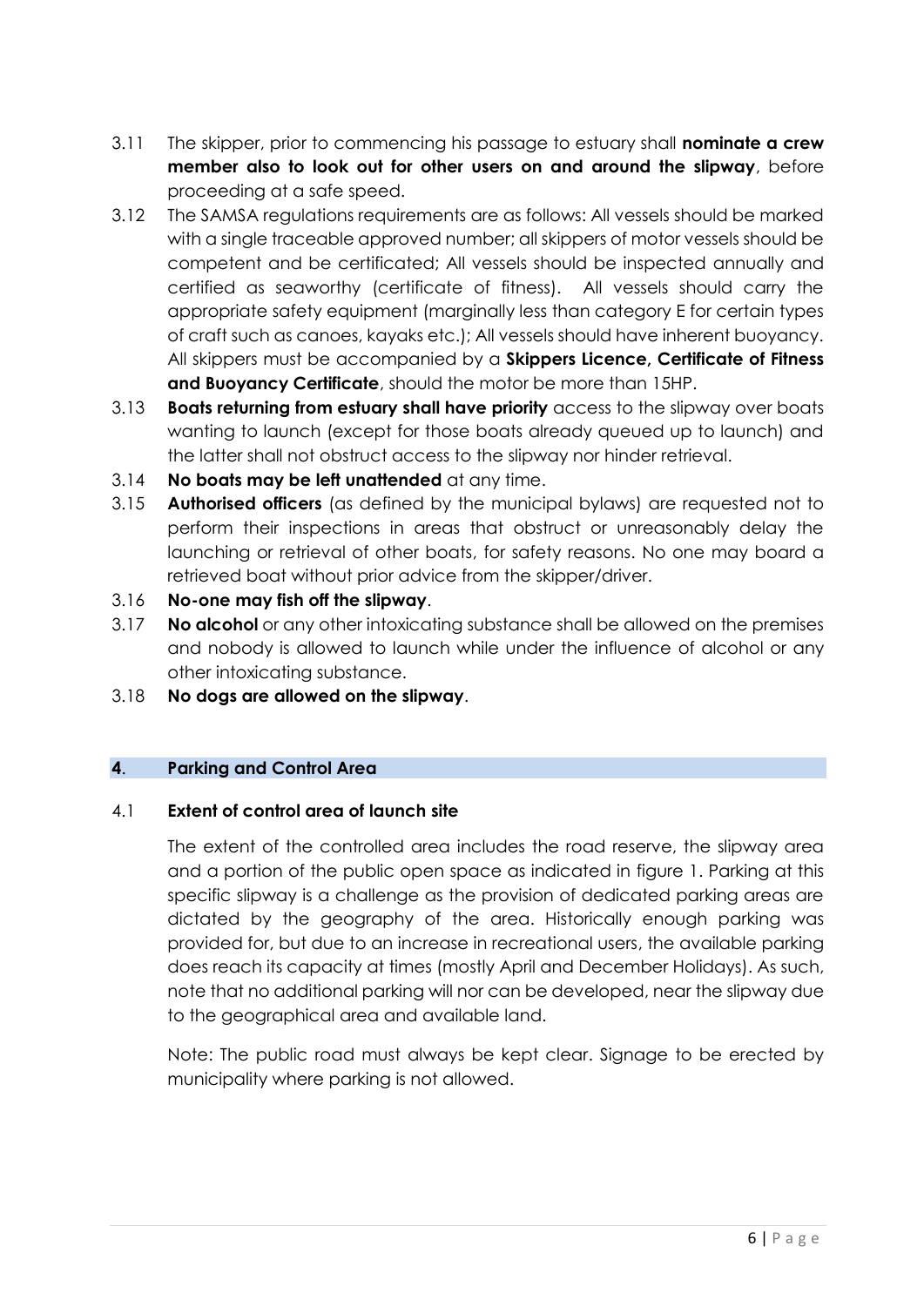3.11 The skipper, prior to commencing his passage to estuary shall **nominate a crew member also to look out for other users on and around the slipway**, before proceeding at a safe speed.

3.12 The SAMSA regulations requirements are as follows: All vessels should be marked with a single traceable approved number; all skippers of motor vessels should be competent and be certificated; All vessels should be inspected annually and certified as seaworthy (certificate of fitness). All vessels should carry the appropriate safety equipment (marginally less than category E for certain types of craft such as canoes, kayaks etc.); All vessels should have inherent buoyancy. All skippers must be accompanied by a **Skippers Licence, Certificate of Fitness and Buoyancy Certificate**, should the motor be more than 15HP.

3.13 **Boats returning from estuary shall have priority** access to the slipway over boats wanting to launch (except for those boats already queued up to launch) and the latter shall not obstruct access to the slipway nor hinder retrieval.

3.14 **No boats may be left unattended** at any time.

3.15 **Authorised officers** (as defined by the municipal bylaws) are requested not to perform their inspections in areas that obstruct or unreasonably delay the launching or retrieval of other boats, for safety reasons. No one may board a retrieved boat without prior advice from the skipper/driver.

3.16 **No-one may fish off the slipway**.

3.17 **No alcohol** or any other intoxicating substance shall be allowed on the premises and nobody is allowed to launch while under the influence of alcohol or any other intoxicating substance.

3.18 **No dogs are allowed on the slipway**.

## 4. Parking and Control Area

### 4.1 Extent of control area of launch site

The extent of the controlled area includes the road reserve, the slipway area and a portion of the public open space as indicated in figure 1. Parking at this specific slipway is a challenge as the provision of dedicated parking areas are dictated by the geography of the area. Historically enough parking was provided for, but due to an increase in recreational users, the available parking does reach its capacity at times (mostly April and December Holidays). As such, note that no additional parking will nor can be developed, near the slipway due to the geographical area and available land.

Note: The public road must always be kept clear. Signage to be erected by municipality where parking is not allowed.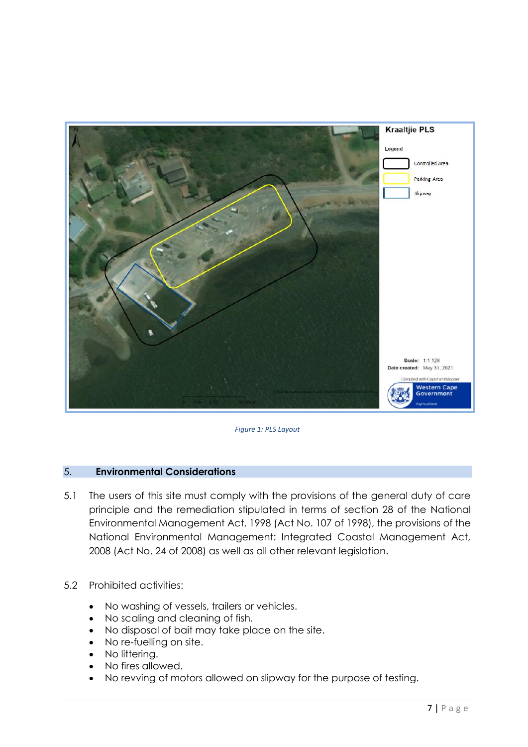Figure 1: PLS Layout

## 5. Environmental Considerations

5.1 The users of this site must comply with the provisions of the general duty of care principle and the remediation stipulated in terms of section 28 of the National Environmental Management Act, 1998 (Act No. 107 of 1998), the provisions of the National Environmental Management: Integrated Coastal Management Act, 2008 (Act No. 24 of 2008) as well as all other relevant legislation.

5.2 Prohibited activities:

- No washing of vessels, trailers or vehicles.
- No scaling and cleaning of fish.
- No disposal of bait may take place on the site.
- No re-fuelling on site.
- No littering.
- No fires allowed.
- No revving of motors allowed on slipway for the purpose of testing.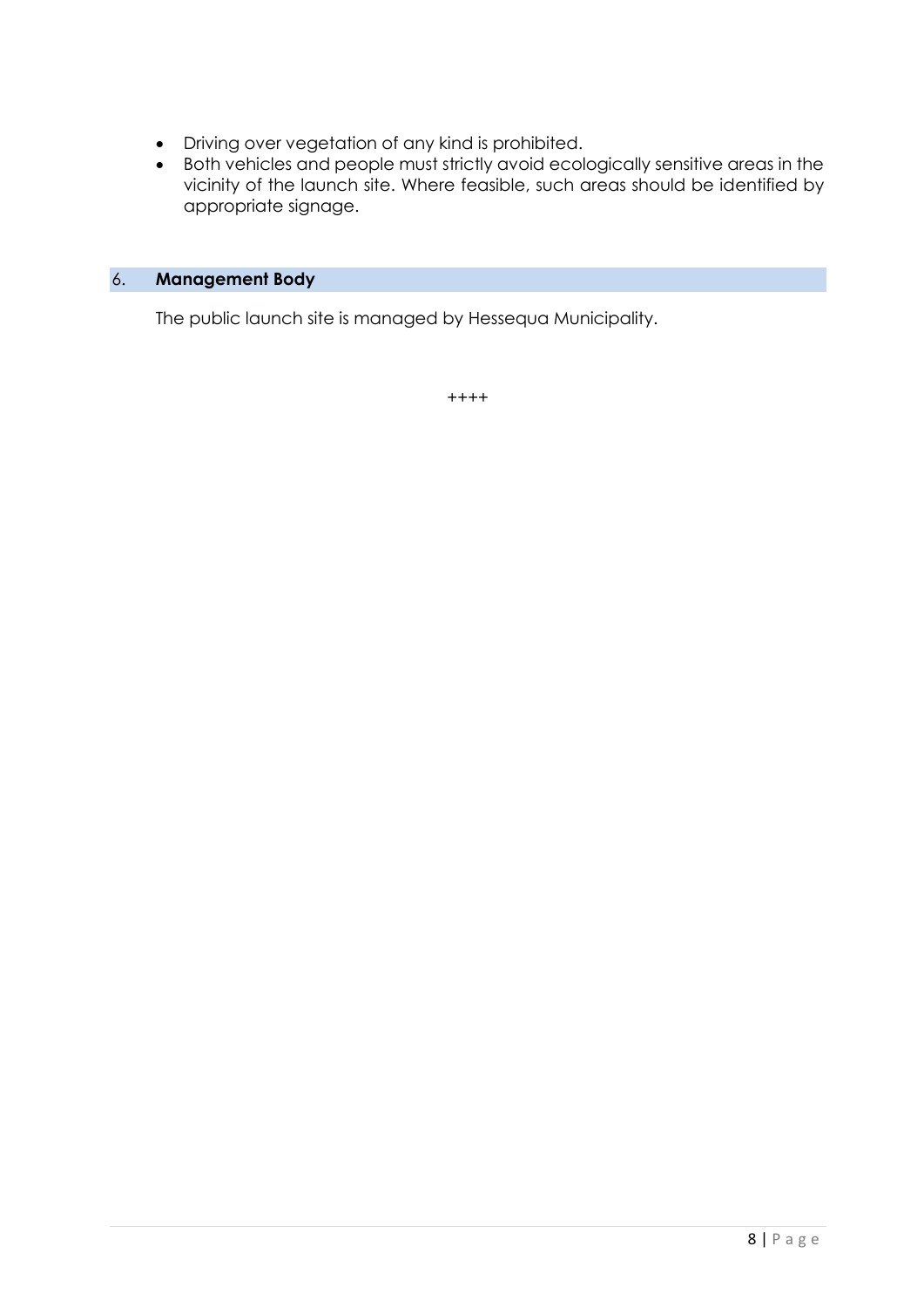- Driving over vegetation of any kind is prohibited.
- Both vehicles and people must strictly avoid ecologically sensitive areas in the vicinity of the launch site. Where feasible, such areas should be identified by appropriate signage.

## 6. Management Body

The public launch site is managed by Hessequa Municipality.

++++